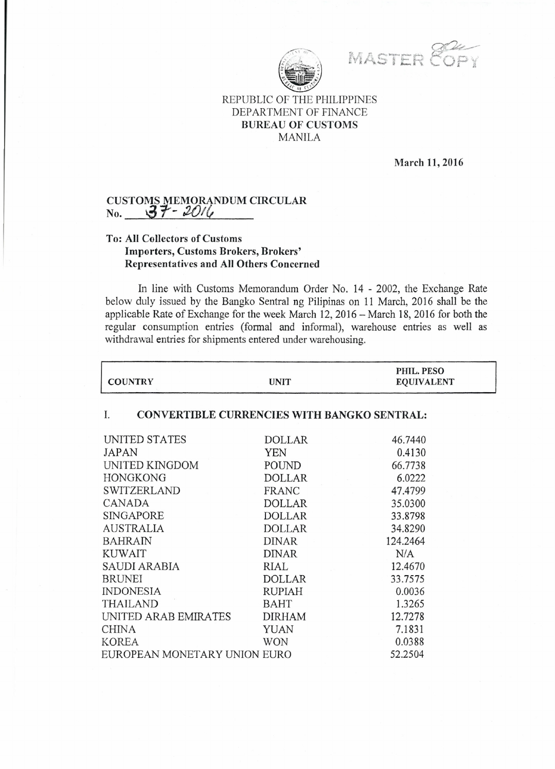MASTER COPY

REPUBLIC OF THE PHILIPPINES
DEPARTMENT OF FINANCE
**BUREAU OF CUSTOMS**
MANILA

**March 11, 2016**

**CUSTOMS MEMORANDUM CIRCULAR**
**No. 37 - 2016**

**To: All Collectors of Customs**
**Importers, Customs Brokers, Brokers' Representatives and All Others Concerned**

In line with Customs Memorandum Order No. 14 - 2002, the Exchange Rate below duly issued by the Bangko Sentral ng Pilipinas on 11 March, 2016 shall be the applicable Rate of Exchange for the week March 12, 2016 – March 18, 2016 for both the regular consumption entries (formal and informal), warehouse entries as well as withdrawal entries for shipments entered under warehousing.

| COUNTRY | UNIT | PHIL. PESO EQUIVALENT |
|---|---|---|
| **I. CONVERTIBLE CURRENCIES WITH BANGKO SENTRAL:** | | |
| UNITED STATES | DOLLAR | 46.7440 |
| JAPAN | YEN | 0.4130 |
| UNITED KINGDOM | POUND | 66.7738 |
| HONGKONG | DOLLAR | 6.0222 |
| SWITZERLAND | FRANC | 47.4799 |
| CANADA | DOLLAR | 35.0300 |
| SINGAPORE | DOLLAR | 33.8798 |
| AUSTRALIA | DOLLAR | 34.8290 |
| BAHRAIN | DINAR | 124.2464 |
| KUWAIT | DINAR | N/A |
| SAUDI ARABIA | RIAL | 12.4670 |
| BRUNEI | DOLLAR | 33.7575 |
| INDONESIA | RUPIAH | 0.0036 |
| THAILAND | BAHT | 1.3265 |
| UNITED ARAB EMIRATES | DIRHAM | 12.7278 |
| CHINA | YUAN | 7.1831 |
| KOREA | WON | 0.0388 |
| EUROPEAN MONETARY UNION | EURO | 52.2504 |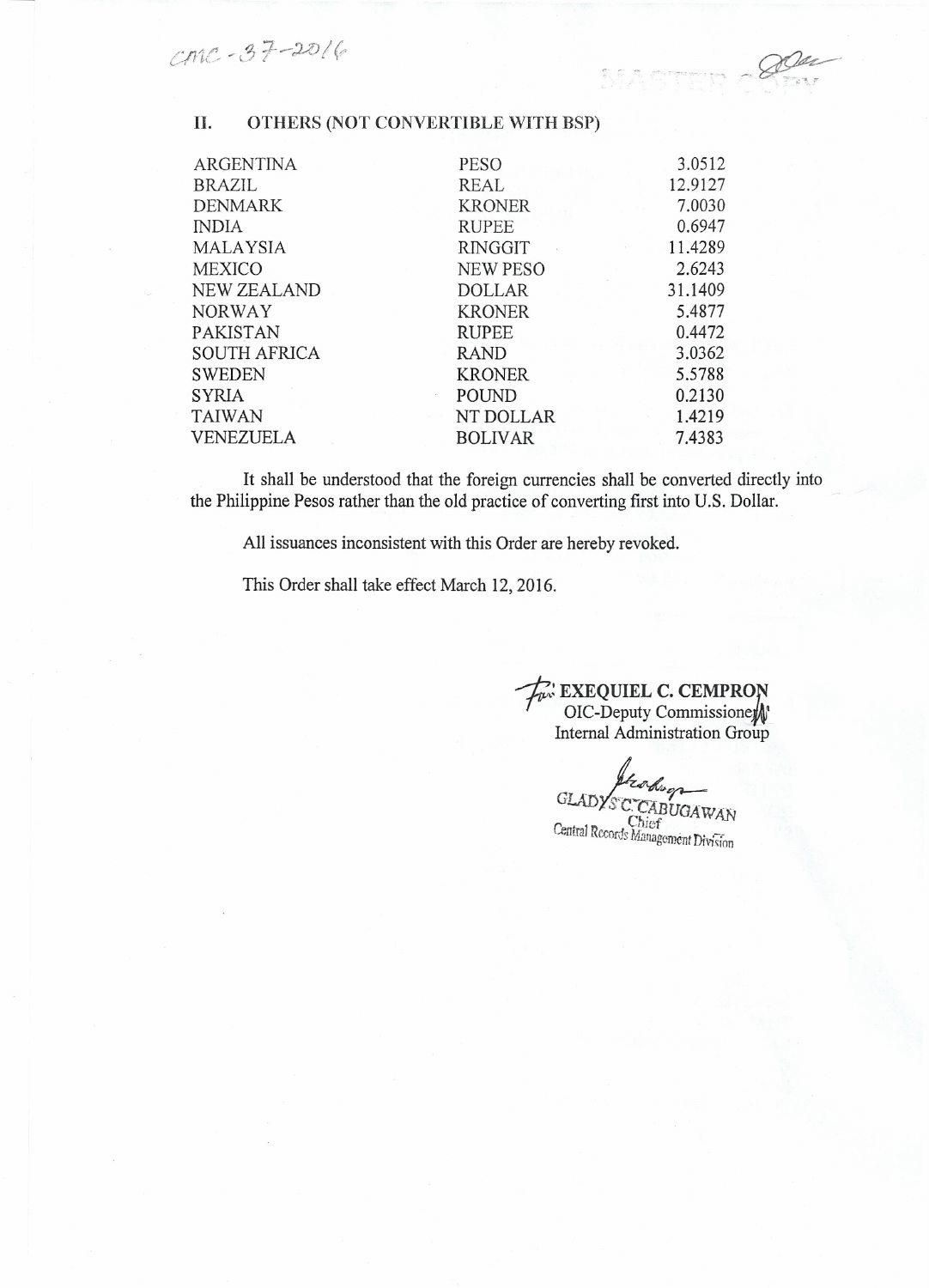CMC-37-2016

## II. OTHERS (NOT CONVERTIBLE WITH BSP)

| | | |
|---|---|---|
| ARGENTINA | PESO | 3.0512 |
| BRAZIL | REAL | 12.9127 |
| DENMARK | KRONER | 7.0030 |
| INDIA | RUPEE | 0.6947 |
| MALAYSIA | RINGGIT | 11.4289 |
| MEXICO | NEW PESO | 2.6243 |
| NEW ZEALAND | DOLLAR | 31.1409 |
| NORWAY | KRONER | 5.4877 |
| PAKISTAN | RUPEE | 0.4472 |
| SOUTH AFRICA | RAND | 3.0362 |
| SWEDEN | KRONER | 5.5788 |
| SYRIA | POUND | 0.2130 |
| TAIWAN | NT DOLLAR | 1.4219 |
| VENEZUELA | BOLIVAR | 7.4383 |

It shall be understood that the foreign currencies shall be converted directly into the Philippine Pesos rather than the old practice of converting first into U.S. Dollar.

All issuances inconsistent with this Order are hereby revoked.

This Order shall take effect March 12, 2016.

For: **EXEQUIEL C. CEMPRON**
OIC-Deputy Commissioner
Internal Administration Group

GLADYS C. CABUGAWAN
Chief
Central Records Management Division